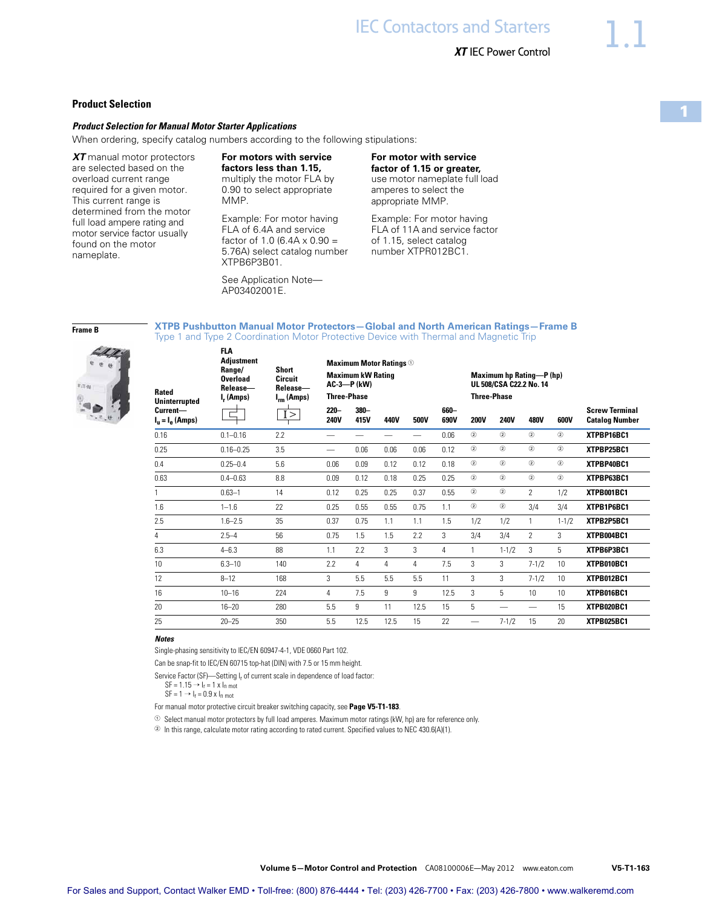## Product Selection

### *Product Selection for Manual Motor Starter Applications*

When ordering, specify catalog numbers according to the following stipulations:

***XT*** manual motor protectors are selected based on the overload current range required for a given motor. This current range is determined from the motor full load ampere rating and motor service factor usually found on the motor nameplate.

**For motors with service factors less than 1.15,** multiply the motor FLA by 0.90 to select appropriate MMP.

Example: For motor having FLA of 6.4A and service factor of 1.0 (6.4A x 0.90 = 5.76A) select catalog number XTPB6P3B01.

See Application Note—AP03402001E.

**For motor with service factor of 1.15 or greater,** use motor nameplate full load amperes to select the appropriate MMP.

Example: For motor having FLA of 11A and service factor of 1.15, select catalog number XTPR012BC1.

**Frame B**

### XTPB Pushbutton Manual Motor Protectors—Global and North American Ratings—Frame B

Type 1 and Type 2 Coordination Motor Protective Device with Thermal and Magnetic Trip

| Rated Uninterrupted Current— $I_u = I_e$ (Amps) | FLA Adjustment Range/ Overload Release— $I_r$ (Amps) | Short Circuit Release— $I_{rm}$ (Amps) | Maximum Motor Ratings ① Maximum kW Rating AC-3—P (kW) Three-Phase | | | | | Maximum hp Rating—P (hp) UL 508/CSA C22.2 No. 14 Three-Phase | | | | Screw Terminal Catalog Number |
|---|---|---|---|---|---|---|---|---|---|---|---|---|
| | | | 220–240V | 380–415V | 440V | 500V | 660–690V | 200V | 240V | 480V | 600V | |
| 0.16 | 0.1–0.16 | 2.2 | — | — | — | — | 0.06 | ② | ② | ② | ② | **XTPBP16BC1** |
| 0.25 | 0.16–0.25 | 3.5 | — | 0.06 | 0.06 | 0.06 | 0.12 | ② | ② | ② | ② | **XTPBP25BC1** |
| 0.4 | 0.25–0.4 | 5.6 | 0.06 | 0.09 | 0.12 | 0.12 | 0.18 | ② | ② | ② | ② | **XTPBP40BC1** |
| 0.63 | 0.4–0.63 | 8.8 | 0.09 | 0.12 | 0.18 | 0.25 | 0.25 | ② | ② | ② | ② | **XTPBP63BC1** |
| 1 | 0.63–1 | 14 | 0.12 | 0.25 | 0.25 | 0.37 | 0.55 | ② | ② | 2 | 1/2 | **XTPB001BC1** |
| 1.6 | 1–1.6 | 22 | 0.25 | 0.55 | 0.55 | 0.75 | 1.1 | ② | ② | 3/4 | 3/4 | **XTPB1P6BC1** |
| 2.5 | 1.6–2.5 | 35 | 0.37 | 0.75 | 1.1 | 1.1 | 1.5 | 1/2 | 1/2 | 1 | 1-1/2 | **XTPB2P5BC1** |
| 4 | 2.5–4 | 56 | 0.75 | 1.5 | 1.5 | 2.2 | 3 | 3/4 | 3/4 | 2 | 3 | **XTPB004BC1** |
| 6.3 | 4–6.3 | 88 | 1.1 | 2.2 | 3 | 3 | 4 | 1 | 1-1/2 | 3 | 5 | **XTPB6P3BC1** |
| 10 | 6.3–10 | 140 | 2.2 | 4 | 4 | 4 | 7.5 | 3 | 3 | 7-1/2 | 10 | **XTPB010BC1** |
| 12 | 8–12 | 168 | 3 | 5.5 | 5.5 | 5.5 | 11 | 3 | 3 | 7-1/2 | 10 | **XTPB012BC1** |
| 16 | 10–16 | 224 | 4 | 7.5 | 9 | 9 | 12.5 | 3 | 5 | 10 | 10 | **XTPB016BC1** |
| 20 | 16–20 | 280 | 5.5 | 9 | 11 | 12.5 | 15 | 5 | — | — | 15 | **XTPB020BC1** |
| 25 | 20–25 | 350 | 5.5 | 12.5 | 12.5 | 15 | 22 | — | 7-1/2 | 15 | 20 | **XTPB025BC1** |

***Notes***

Single-phasing sensitivity to IEC/EN 60947-4-1, VDE 0660 Part 102.

Can be snap-fit to IEC/EN 60715 top-hat (DIN) with 7.5 or 15 mm height.

Service Factor (SF)—Setting $I_r$ of current scale in dependence of load factor:
SF = 1.15 → $I_r = 1 \times I_{n\ mot}$
SF = 1 → $I_r = 0.9 \times I_{n\ mot}$

For manual motor protective circuit breaker switching capacity, see **Page V5-T1-183**.

① Select manual motor protectors by full load amperes. Maximum motor ratings (kW, hp) are for reference only.
② In this range, calculate motor rating according to rated current. Specified values to NEC 430.6(A)(1).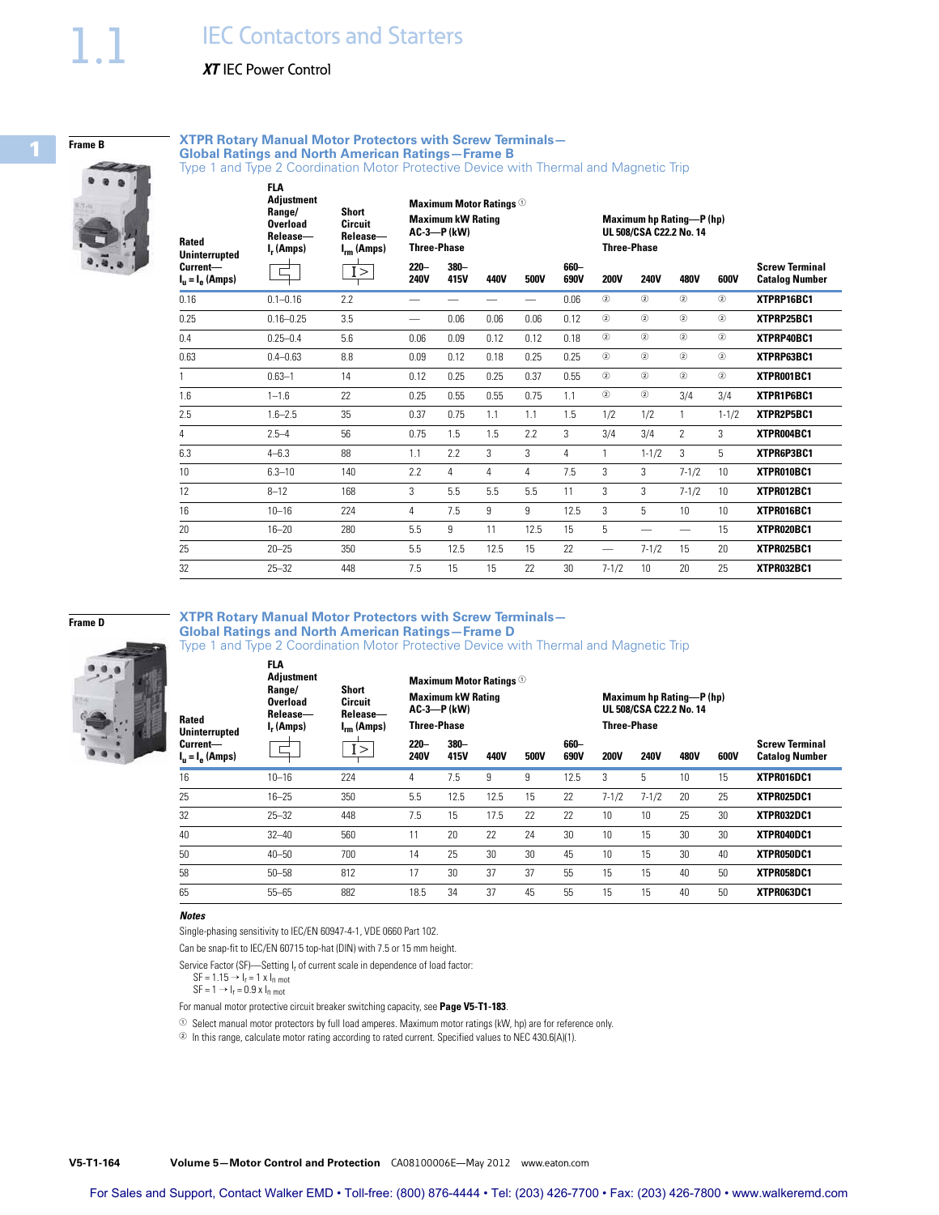# IEC Contactors and Starters

## XT IEC Power Control

### Frame B

### XTPR Rotary Manual Motor Protectors with Screw Terminals—Global Ratings and North American Ratings—Frame B

Type 1 and Type 2 Coordination Motor Protective Device with Thermal and Magnetic Trip

| Rated Uninterrupted Current— $I_u = I_e$ (Amps) | FLA Adjustment Range/ Overload Release— $I_r$ (Amps) | Short Circuit Release— $I_{rm}$ (Amps) | Maximum Motor Ratings ① Maximum kW Rating AC-3—P (kW) Three-Phase 220–240V | 380–415V | 440V | 500V | 660–690V | Maximum hp Rating—P (hp) UL 508/CSA C22.2 No. 14 Three-Phase 200V | 240V | 480V | 600V | Screw Terminal Catalog Number |
|---|---|---|---|---|---|---|---|---|---|---|---|---|
| 0.16 | 0.1–0.16 | 2.2 | — | — | — | — | 0.06 | ② | ② | ② | ② | XTPRP16BC1 |
| 0.25 | 0.16–0.25 | 3.5 | — | 0.06 | 0.06 | 0.06 | 0.12 | ② | ② | ② | ② | XTPRP25BC1 |
| 0.4 | 0.25–0.4 | 5.6 | 0.06 | 0.09 | 0.12 | 0.12 | 0.18 | ② | ② | ② | ② | XTPRP40BC1 |
| 0.63 | 0.4–0.63 | 8.8 | 0.09 | 0.12 | 0.18 | 0.25 | 0.25 | ② | ② | ② | ② | XTPRP63BC1 |
| 1 | 0.63–1 | 14 | 0.12 | 0.25 | 0.25 | 0.37 | 0.55 | ② | ② | ② | ② | XTPR001BC1 |
| 1.6 | 1–1.6 | 22 | 0.25 | 0.55 | 0.55 | 0.75 | 1.1 | ② | ② | 3/4 | 3/4 | XTPR1P6BC1 |
| 2.5 | 1.6–2.5 | 35 | 0.37 | 0.75 | 1.1 | 1.1 | 1.5 | 1/2 | 1/2 | 1 | 1-1/2 | XTPR2P5BC1 |
| 4 | 2.5–4 | 56 | 0.75 | 1.5 | 1.5 | 2.2 | 3 | 3/4 | 3/4 | 2 | 3 | XTPR004BC1 |
| 6.3 | 4–6.3 | 88 | 1.1 | 2.2 | 3 | 3 | 4 | 1 | 1-1/2 | 3 | 5 | XTPR6P3BC1 |
| 10 | 6.3–10 | 140 | 2.2 | 4 | 4 | 4 | 7.5 | 3 | 3 | 7-1/2 | 10 | XTPR010BC1 |
| 12 | 8–12 | 168 | 3 | 5.5 | 5.5 | 5.5 | 11 | 3 | 3 | 7-1/2 | 10 | XTPR012BC1 |
| 16 | 10–16 | 224 | 4 | 7.5 | 9 | 9 | 12.5 | 3 | 5 | 10 | 10 | XTPR016BC1 |
| 20 | 16–20 | 280 | 5.5 | 9 | 11 | 12.5 | 15 | 5 | — | — | 15 | XTPR020BC1 |
| 25 | 20–25 | 350 | 5.5 | 12.5 | 12.5 | 15 | 22 | — | 7-1/2 | 15 | 20 | XTPR025BC1 |
| 32 | 25–32 | 448 | 7.5 | 15 | 15 | 22 | 30 | 7-1/2 | 10 | 20 | 25 | XTPR032BC1 |

### Frame D

### XTPR Rotary Manual Motor Protectors with Screw Terminals—Global Ratings and North American Ratings—Frame D

Type 1 and Type 2 Coordination Motor Protective Device with Thermal and Magnetic Trip

| Rated Uninterrupted Current— $I_u = I_e$ (Amps) | FLA Adjustment Range/ Overload Release— $I_r$ (Amps) | Short Circuit Release— $I_{rm}$ (Amps) | Maximum Motor Ratings ① Maximum kW Rating AC-3—P (kW) Three-Phase 220–240V | 380–415V | 440V | 500V | 660–690V | Maximum hp Rating—P (hp) UL 508/CSA C22.2 No. 14 Three-Phase 200V | 240V | 480V | 600V | Screw Terminal Catalog Number |
|---|---|---|---|---|---|---|---|---|---|---|---|---|
| 16 | 10–16 | 224 | 4 | 7.5 | 9 | 9 | 12.5 | 3 | 5 | 10 | 15 | XTPR016DC1 |
| 25 | 16–25 | 350 | 5.5 | 12.5 | 12.5 | 15 | 22 | 7-1/2 | 7-1/2 | 20 | 25 | XTPR025DC1 |
| 32 | 25–32 | 448 | 7.5 | 15 | 17.5 | 22 | 22 | 10 | 10 | 25 | 30 | XTPR032DC1 |
| 40 | 32–40 | 560 | 11 | 20 | 22 | 24 | 30 | 10 | 15 | 30 | 30 | XTPR040DC1 |
| 50 | 40–50 | 700 | 14 | 25 | 30 | 30 | 45 | 10 | 15 | 30 | 40 | XTPR050DC1 |
| 58 | 50–58 | 812 | 17 | 30 | 37 | 37 | 55 | 15 | 15 | 40 | 50 | XTPR058DC1 |
| 65 | 55–65 | 882 | 18.5 | 34 | 37 | 45 | 55 | 15 | 15 | 40 | 50 | XTPR063DC1 |

***Notes***

Single-phasing sensitivity to IEC/EN 60947-4-1, VDE 0660 Part 102.

Can be snap-fit to IEC/EN 60715 top-hat (DIN) with 7.5 or 15 mm height.

Service Factor (SF)—Setting $I_r$ of current scale in dependence of load factor:
SF = 1.15 → $I_r = 1 \times I_{n\ mot}$
SF = 1 → $I_r = 0.9 \times I_{n\ mot}$

For manual motor protective circuit breaker switching capacity, see **Page V5-T1-183**.

① Select manual motor protectors by full load amperes. Maximum motor ratings (kW, hp) are for reference only.

② In this range, calculate motor rating according to rated current. Specified values to NEC 430.6(A)(1).